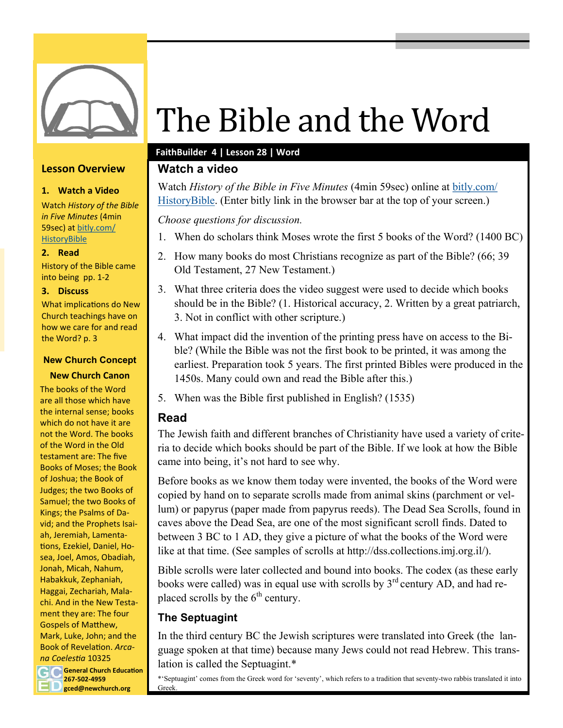# The Bible and the Word

**FaithBuilder 4 | Lesson 28 | Word**

## Lesson Overview

**1. Watch a Video**

Watch *History of the Bible in Five Minutes* (4min 59sec) at bitly.com/HistoryBible

**2. Read**

History of the Bible came into being pp. 1-2

**3. Discuss**

What implications do New Church teachings have on how we care for and read the Word? p. 3

### New Church Concept

**New Church Canon**

The books of the Word are all those which have the internal sense; books which do not have it are not the Word. The books of the Word in the Old testament are: The five Books of Moses; the Book of Joshua; the Book of Judges; the two Books of Samuel; the two Books of Kings; the Psalms of David; and the Prophets Isaiah, Jeremiah, Lamentations, Ezekiel, Daniel, Hosea, Joel, Amos, Obadiah, Jonah, Micah, Nahum, Habakkuk, Zephaniah, Haggai, Zechariah, Malachi. And in the New Testament they are: The four Gospels of Matthew, Mark, Luke, John; and the Book of Revelation. *Arcana Coelestia* 10325

**General Church Education**
**267-502-4959**
**gced@newchurch.org**

## Watch a video

Watch *History of the Bible in Five Minutes* (4min 59sec) online at bitly.com/HistoryBible. (Enter bitly link in the browser bar at the top of your screen.)

*Choose questions for discussion.*

1. When do scholars think Moses wrote the first 5 books of the Word? (1400 BC)
2. How many books do most Christians recognize as part of the Bible? (66; 39 Old Testament, 27 New Testament.)
3. What three criteria does the video suggest were used to decide which books should be in the Bible? (1. Historical accuracy, 2. Written by a great patriarch, 3. Not in conflict with other scripture.)
4. What impact did the invention of the printing press have on access to the Bible? (While the Bible was not the first book to be printed, it was among the earliest. Preparation took 5 years. The first printed Bibles were produced in the 1450s. Many could own and read the Bible after this.)
5. When was the Bible first published in English? (1535)

## Read

The Jewish faith and different branches of Christianity have used a variety of criteria to decide which books should be part of the Bible. If we look at how the Bible came into being, it's not hard to see why.

Before books as we know them today were invented, the books of the Word were copied by hand on to separate scrolls made from animal skins (parchment or vellum) or papyrus (paper made from papyrus reeds). The Dead Sea Scrolls, found in caves above the Dead Sea, are one of the most significant scroll finds. Dated to between 3 BC to 1 AD, they give a picture of what the books of the Word were like at that time. (See samples of scrolls at http://dss.collections.imj.org.il/).

Bible scrolls were later collected and bound into books. The codex (as these early books were called) was in equal use with scrolls by 3rd century AD, and had replaced scrolls by the 6th century.

### The Septuagint

In the third century BC the Jewish scriptures were translated into Greek (the language spoken at that time) because many Jews could not read Hebrew. This translation is called the Septuagint.*

*'Septuagint' comes from the Greek word for 'seventy', which refers to a tradition that seventy-two rabbis translated it into Greek.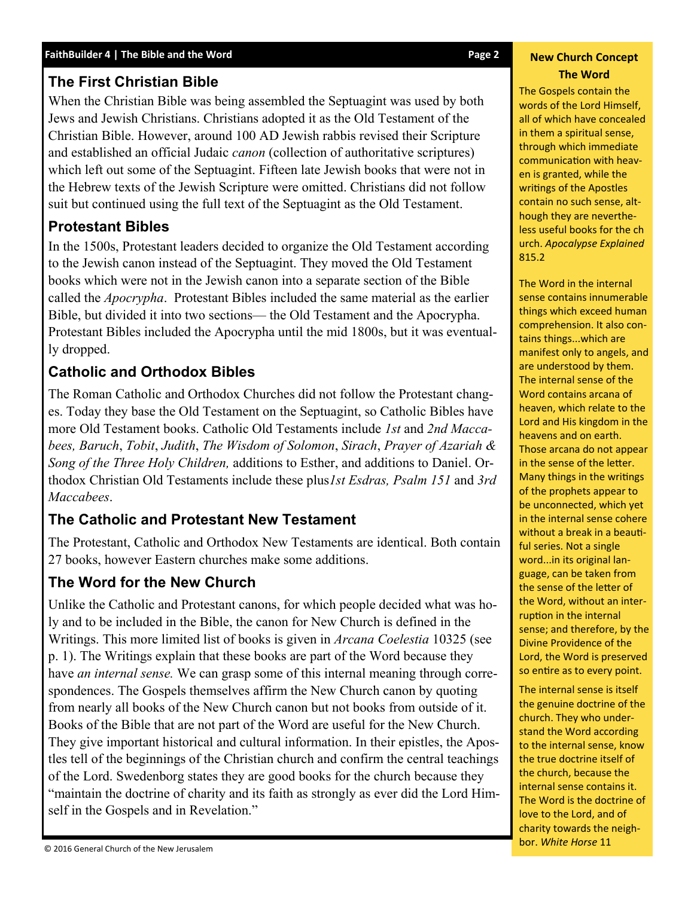## The First Christian Bible

When the Christian Bible was being assembled the Septuagint was used by both Jews and Jewish Christians. Christians adopted it as the Old Testament of the Christian Bible. However, around 100 AD Jewish rabbis revised their Scripture and established an official Judaic *canon* (collection of authoritative scriptures) which left out some of the Septuagint. Fifteen late Jewish books that were not in the Hebrew texts of the Jewish Scripture were omitted. Christians did not follow suit but continued using the full text of the Septuagint as the Old Testament.

## Protestant Bibles

In the 1500s, Protestant leaders decided to organize the Old Testament according to the Jewish canon instead of the Septuagint. They moved the Old Testament books which were not in the Jewish canon into a separate section of the Bible called the *Apocrypha*. Protestant Bibles included the same material as the earlier Bible, but divided it into two sections— the Old Testament and the Apocrypha. Protestant Bibles included the Apocrypha until the mid 1800s, but it was eventually dropped.

## Catholic and Orthodox Bibles

The Roman Catholic and Orthodox Churches did not follow the Protestant changes. Today they base the Old Testament on the Septuagint, so Catholic Bibles have more Old Testament books. Catholic Old Testaments include *1st* and *2nd Maccabees, Baruch*, *Tobit*, *Judith*, *The Wisdom of Solomon*, *Sirach*, *Prayer of Azariah & Song of the Three Holy Children,* additions to Esther, and additions to Daniel. Orthodox Christian Old Testaments include these plus*1st Esdras, Psalm 151* and *3rd Maccabees*.

## The Catholic and Protestant New Testament

The Protestant, Catholic and Orthodox New Testaments are identical. Both contain 27 books, however Eastern churches make some additions.

## The Word for the New Church

Unlike the Catholic and Protestant canons, for which people decided what was holy and to be included in the Bible, the canon for New Church is defined in the Writings. This more limited list of books is given in *Arcana Coelestia* 10325 (see p. 1). The Writings explain that these books are part of the Word because they have *an internal sense.* We can grasp some of this internal meaning through correspondences. The Gospels themselves affirm the New Church canon by quoting from nearly all books of the New Church canon but not books from outside of it. Books of the Bible that are not part of the Word are useful for the New Church. They give important historical and cultural information. In their epistles, the Apostles tell of the beginnings of the Christian church and confirm the central teachings of the Lord. Swedenborg states they are good books for the church because they "maintain the doctrine of charity and its faith as strongly as ever did the Lord Himself in the Gospels and in Revelation."

### New Church Concept: The Word

The Gospels contain the words of the Lord Himself, all of which have concealed in them a spiritual sense, through which immediate communication with heaven is granted, while the writings of the Apostles contain no such sense, although they are nevertheless useful books for the church. *Apocalypse Explained* 815.2

The Word in the internal sense contains innumerable things which exceed human comprehension. It also contains things...which are manifest only to angels, and are understood by them. The internal sense of the Word contains arcana of heaven, which relate to the Lord and His kingdom in the heavens and on earth. Those arcana do not appear in the sense of the letter. Many things in the writings of the prophets appear to be unconnected, which yet in the internal sense cohere without a break in a beautiful series. Not a single word...in its original language, can be taken from the sense of the letter of the Word, without an interruption in the internal sense; and therefore, by the Divine Providence of the Lord, the Word is preserved so entire as to every point.

The internal sense is itself the genuine doctrine of the church. They who understand the Word according to the internal sense, know the true doctrine itself of the church, because the internal sense contains it. The Word is the doctrine of love to the Lord, and of charity towards the neighbor. *White Horse* 11

© 2016 General Church of the New Jerusalem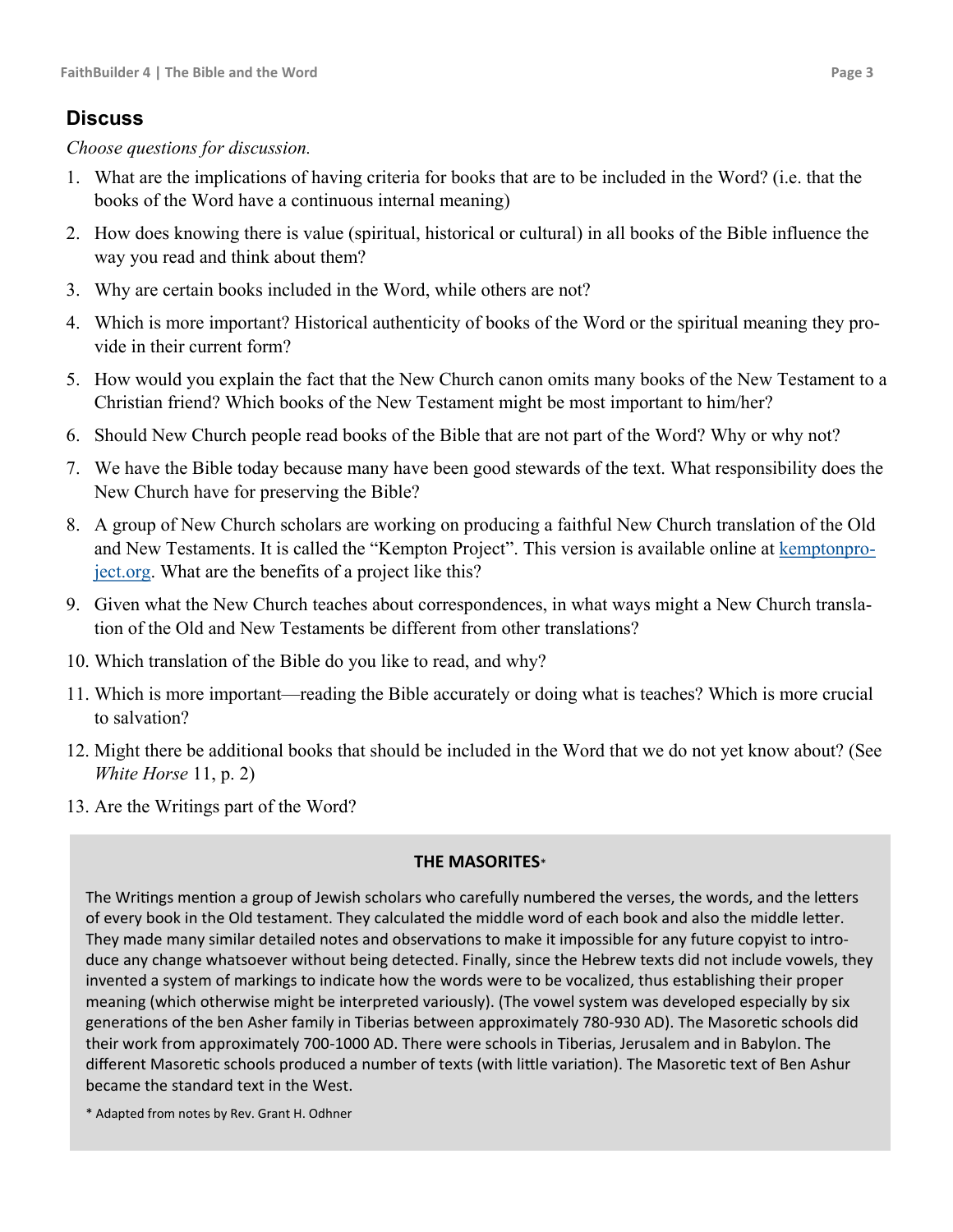## Discuss

*Choose questions for discussion.*

1. What are the implications of having criteria for books that are to be included in the Word? (i.e. that the books of the Word have a continuous internal meaning)
2. How does knowing there is value (spiritual, historical or cultural) in all books of the Bible influence the way you read and think about them?
3. Why are certain books included in the Word, while others are not?
4. Which is more important? Historical authenticity of books of the Word or the spiritual meaning they provide in their current form?
5. How would you explain the fact that the New Church canon omits many books of the New Testament to a Christian friend? Which books of the New Testament might be most important to him/her?
6. Should New Church people read books of the Bible that are not part of the Word? Why or why not?
7. We have the Bible today because many have been good stewards of the text. What responsibility does the New Church have for preserving the Bible?
8. A group of New Church scholars are working on producing a faithful New Church translation of the Old and New Testaments. It is called the "Kempton Project". This version is available online at [kemptonproject.org](kemptonproject.org). What are the benefits of a project like this?
9. Given what the New Church teaches about correspondences, in what ways might a New Church translation of the Old and New Testaments be different from other translations?
10. Which translation of the Bible do you like to read, and why?
11. Which is more important—reading the Bible accurately or doing what is teaches? Which is more crucial to salvation?
12. Might there be additional books that should be included in the Word that we do not yet know about? (See *White Horse* 11, p. 2)
13. Are the Writings part of the Word?

**THE MASORITES***

The Writings mention a group of Jewish scholars who carefully numbered the verses, the words, and the letters of every book in the Old testament. They calculated the middle word of each book and also the middle letter. They made many similar detailed notes and observations to make it impossible for any future copyist to introduce any change whatsoever without being detected. Finally, since the Hebrew texts did not include vowels, they invented a system of markings to indicate how the words were to be vocalized, thus establishing their proper meaning (which otherwise might be interpreted variously). (The vowel system was developed especially by six generations of the ben Asher family in Tiberias between approximately 780-930 AD). The Masoretic schools did their work from approximately 700-1000 AD. There were schools in Tiberias, Jerusalem and in Babylon. The different Masoretic schools produced a number of texts (with little variation). The Masoretic text of Ben Ashur became the standard text in the West.

* Adapted from notes by Rev. Grant H. Odhner